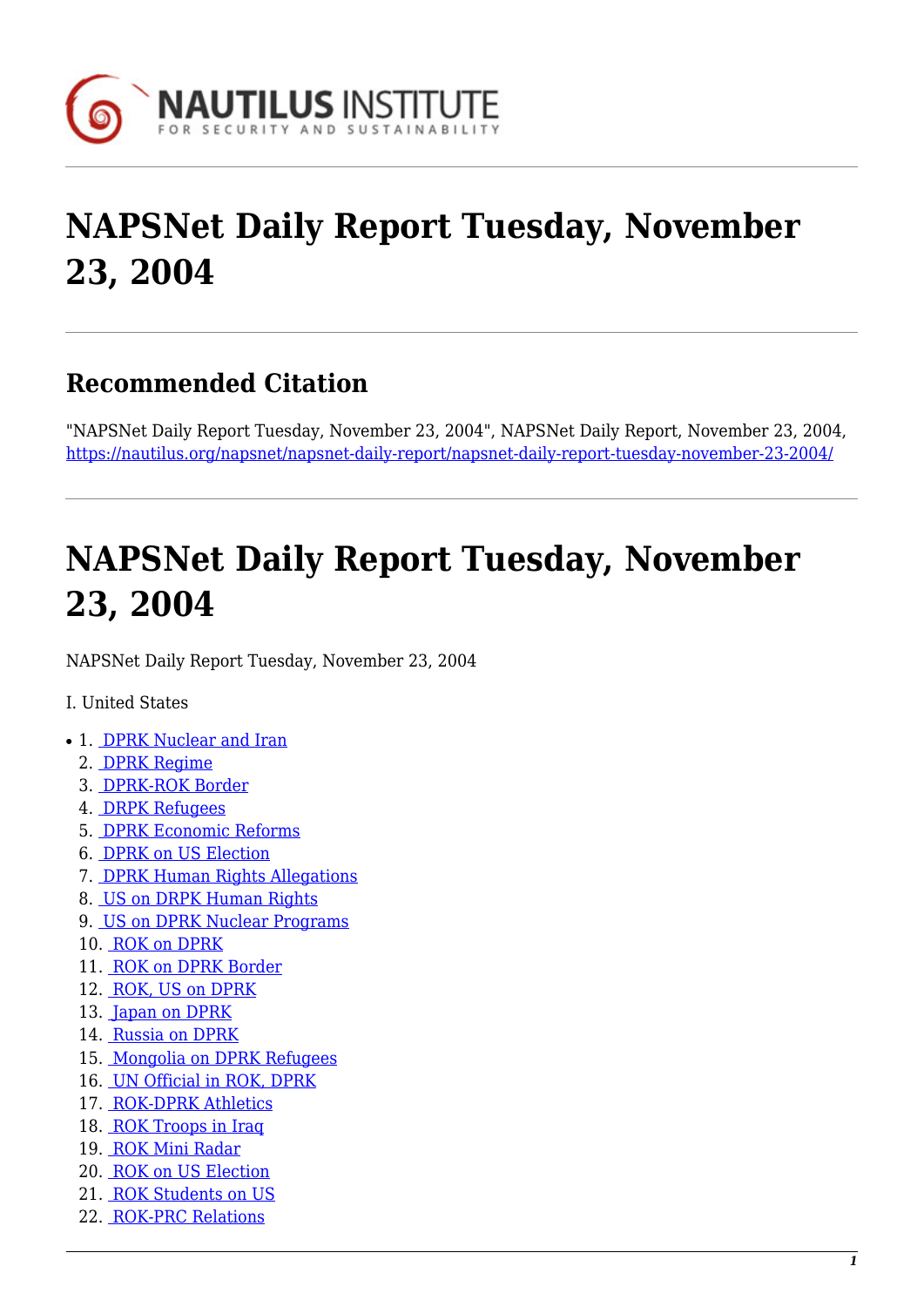# NAPSNet Daily Report Tuesday, November 23, 2004

## Recommended Citation

"NAPSNet Daily Report Tuesday, November 23, 2004", NAPSNet Daily Report, November 23, 2004, https://nautilus.org/napsnet/napsnet-daily-report/napsnet-daily-report-tuesday-november-23-2004/

# NAPSNet Daily Report Tuesday, November 23, 2004

NAPSNet Daily Report Tuesday, November 23, 2004

I. United States

- 1. DPRK Nuclear and Iran
  2. DPRK Regime
  3. DPRK-ROK Border
  4. DRPK Refugees
  5. DPRK Economic Reforms
  6. DPRK on US Election
  7. DPRK Human Rights Allegations
  8. US on DRPK Human Rights
  9. US on DPRK Nuclear Programs
  10. ROK on DPRK
  11. ROK on DPRK Border
  12. ROK, US on DPRK
  13. Japan on DPRK
  14. Russia on DPRK
  15. Mongolia on DPRK Refugees
  16. UN Official in ROK, DPRK
  17. ROK-DPRK Athletics
  18. ROK Troops in Iraq
  19. ROK Mini Radar
  20. ROK on US Election
  21. ROK Students on US
  22. ROK-PRC Relations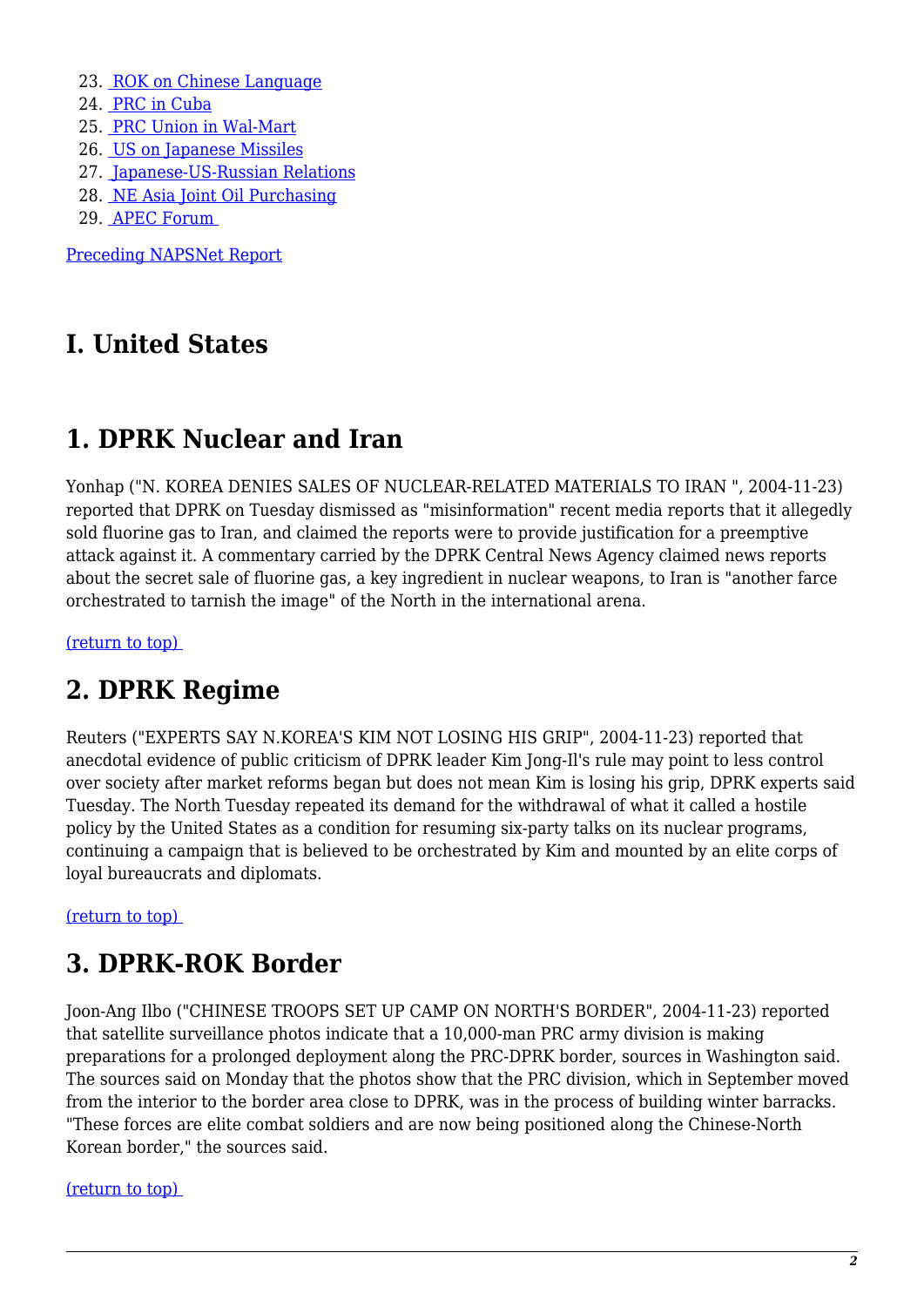23. [ROK on Chinese Language](#)
24. [PRC in Cuba](#)
25. [PRC Union in Wal-Mart](#)
26. [US on Japanese Missiles](#)
27. [Japanese-US-Russian Relations](#)
28. [NE Asia Joint Oil Purchasing](#)
29. [APEC Forum](#)

[Preceding NAPSNet Report](#)

# I. United States

# 1. DPRK Nuclear and Iran

Yonhap ("N. KOREA DENIES SALES OF NUCLEAR-RELATED MATERIALS TO IRAN ", 2004-11-23) reported that DPRK on Tuesday dismissed as "misinformation" recent media reports that it allegedly sold fluorine gas to Iran, and claimed the reports were to provide justification for a preemptive attack against it. A commentary carried by the DPRK Central News Agency claimed news reports about the secret sale of fluorine gas, a key ingredient in nuclear weapons, to Iran is "another farce orchestrated to tarnish the image" of the North in the international arena.

[(return to top)](#)

## 2. DPRK Regime

Reuters ("EXPERTS SAY N.KOREA'S KIM NOT LOSING HIS GRIP", 2004-11-23) reported that anecdotal evidence of public criticism of DPRK leader Kim Jong-Il's rule may point to less control over society after market reforms began but does not mean Kim is losing his grip, DPRK experts said Tuesday. The North Tuesday repeated its demand for the withdrawal of what it called a hostile policy by the United States as a condition for resuming six-party talks on its nuclear programs, continuing a campaign that is believed to be orchestrated by Kim and mounted by an elite corps of loyal bureaucrats and diplomats.

[(return to top)](#)

## 3. DPRK-ROK Border

Joon-Ang Ilbo ("CHINESE TROOPS SET UP CAMP ON NORTH'S BORDER", 2004-11-23) reported that satellite surveillance photos indicate that a 10,000-man PRC army division is making preparations for a prolonged deployment along the PRC-DPRK border, sources in Washington said. The sources said on Monday that the photos show that the PRC division, which in September moved from the interior to the border area close to DPRK, was in the process of building winter barracks. "These forces are elite combat soldiers and are now being positioned along the Chinese-North Korean border," the sources said.

[(return to top)](#)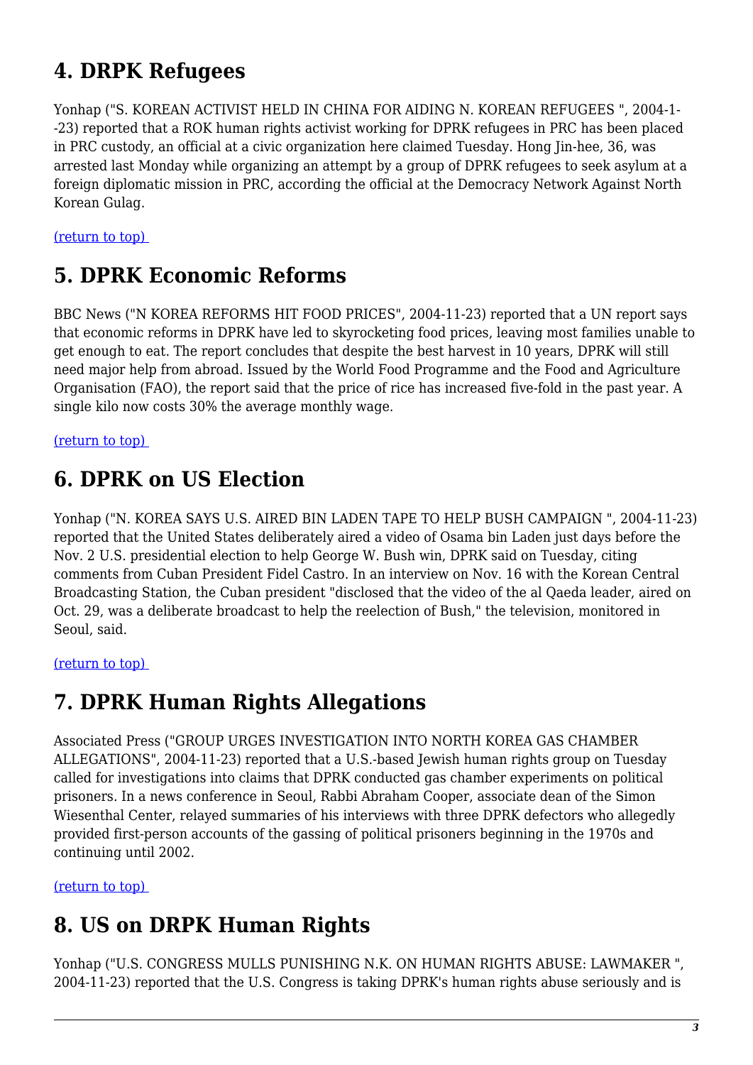## 4. DRPK Refugees

Yonhap ("S. KOREAN ACTIVIST HELD IN CHINA FOR AIDING N. KOREAN REFUGEES ", 2004-1--23) reported that a ROK human rights activist working for DPRK refugees in PRC has been placed in PRC custody, an official at a civic organization here claimed Tuesday. Hong Jin-hee, 36, was arrested last Monday while organizing an attempt by a group of DPRK refugees to seek asylum at a foreign diplomatic mission in PRC, according the official at the Democracy Network Against North Korean Gulag.

(return to top)

## 5. DRPK Economic Reforms

BBC News ("N KOREA REFORMS HIT FOOD PRICES", 2004-11-23) reported that a UN report says that economic reforms in DPRK have led to skyrocketing food prices, leaving most families unable to get enough to eat. The report concludes that despite the best harvest in 10 years, DPRK will still need major help from abroad. Issued by the World Food Programme and the Food and Agriculture Organisation (FAO), the report said that the price of rice has increased five-fold in the past year. A single kilo now costs 30% the average monthly wage.

(return to top)

## 6. DPRK on US Election

Yonhap ("N. KOREA SAYS U.S. AIRED BIN LADEN TAPE TO HELP BUSH CAMPAIGN ", 2004-11-23) reported that the United States deliberately aired a video of Osama bin Laden just days before the Nov. 2 U.S. presidential election to help George W. Bush win, DPRK said on Tuesday, citing comments from Cuban President Fidel Castro. In an interview on Nov. 16 with the Korean Central Broadcasting Station, the Cuban president "disclosed that the video of the al Qaeda leader, aired on Oct. 29, was a deliberate broadcast to help the reelection of Bush," the television, monitored in Seoul, said.

(return to top)

## 7. DPRK Human Rights Allegations

Associated Press ("GROUP URGES INVESTIGATION INTO NORTH KOREA GAS CHAMBER ALLEGATIONS", 2004-11-23) reported that a U.S.-based Jewish human rights group on Tuesday called for investigations into claims that DPRK conducted gas chamber experiments on political prisoners. In a news conference in Seoul, Rabbi Abraham Cooper, associate dean of the Simon Wiesenthal Center, relayed summaries of his interviews with three DPRK defectors who allegedly provided first-person accounts of the gassing of political prisoners beginning in the 1970s and continuing until 2002.

(return to top)

## 8. US on DRPK Human Rights

Yonhap ("U.S. CONGRESS MULLS PUNISHING N.K. ON HUMAN RIGHTS ABUSE: LAWMAKER ", 2004-11-23) reported that the U.S. Congress is taking DPRK's human rights abuse seriously and is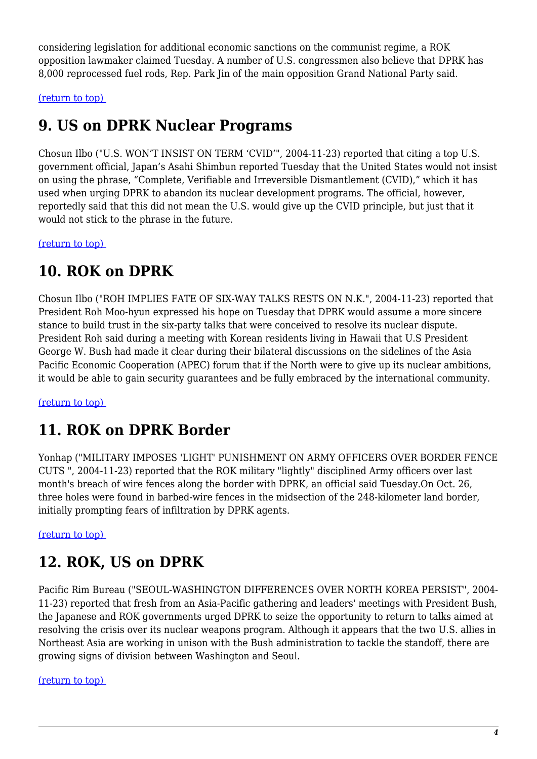considering legislation for additional economic sanctions on the communist regime, a ROK opposition lawmaker claimed Tuesday. A number of U.S. congressmen also believe that DPRK has 8,000 reprocessed fuel rods, Rep. Park Jin of the main opposition Grand National Party said.

(return to top)

## 9. US on DPRK Nuclear Programs

Chosun Ilbo ("U.S. WON'T INSIST ON TERM 'CVID'", 2004-11-23) reported that citing a top U.S. government official, Japan's Asahi Shimbun reported Tuesday that the United States would not insist on using the phrase, "Complete, Verifiable and Irreversible Dismantlement (CVID)," which it has used when urging DPRK to abandon its nuclear development programs. The official, however, reportedly said that this did not mean the U.S. would give up the CVID principle, but just that it would not stick to the phrase in the future.

(return to top)

## 10. ROK on DPRK

Chosun Ilbo ("ROH IMPLIES FATE OF SIX-WAY TALKS RESTS ON N.K.", 2004-11-23) reported that President Roh Moo-hyun expressed his hope on Tuesday that DPRK would assume a more sincere stance to build trust in the six-party talks that were conceived to resolve its nuclear dispute. President Roh said during a meeting with Korean residents living in Hawaii that U.S President George W. Bush had made it clear during their bilateral discussions on the sidelines of the Asia Pacific Economic Cooperation (APEC) forum that if the North were to give up its nuclear ambitions, it would be able to gain security guarantees and be fully embraced by the international community.

(return to top)

## 11. ROK on DPRK Border

Yonhap ("MILITARY IMPOSES 'LIGHT' PUNISHMENT ON ARMY OFFICERS OVER BORDER FENCE CUTS ", 2004-11-23) reported that the ROK military "lightly" disciplined Army officers over last month's breach of wire fences along the border with DPRK, an official said Tuesday.On Oct. 26, three holes were found in barbed-wire fences in the midsection of the 248-kilometer land border, initially prompting fears of infiltration by DPRK agents.

(return to top)

## 12. ROK, US on DPRK

Pacific Rim Bureau ("SEOUL-WASHINGTON DIFFERENCES OVER NORTH KOREA PERSIST", 2004-11-23) reported that fresh from an Asia-Pacific gathering and leaders' meetings with President Bush, the Japanese and ROK governments urged DPRK to seize the opportunity to return to talks aimed at resolving the crisis over its nuclear weapons program. Although it appears that the two U.S. allies in Northeast Asia are working in unison with the Bush administration to tackle the standoff, there are growing signs of division between Washington and Seoul.

(return to top)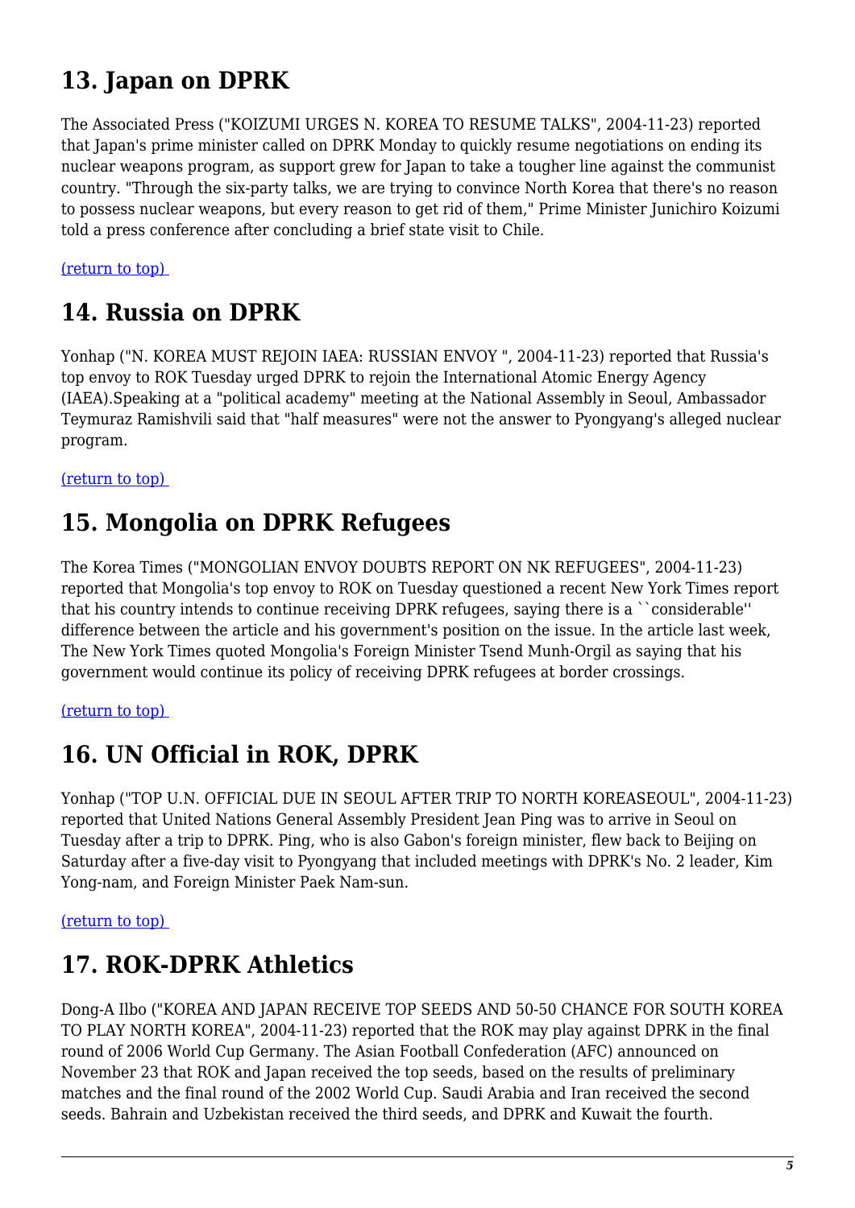## 13. Japan on DPRK

The Associated Press ("KOIZUMI URGES N. KOREA TO RESUME TALKS", 2004-11-23) reported that Japan's prime minister called on DPRK Monday to quickly resume negotiations on ending its nuclear weapons program, as support grew for Japan to take a tougher line against the communist country. "Through the six-party talks, we are trying to convince North Korea that there's no reason to possess nuclear weapons, but every reason to get rid of them," Prime Minister Junichiro Koizumi told a press conference after concluding a brief state visit to Chile.

(return to top)

## 14. Russia on DPRK

Yonhap ("N. KOREA MUST REJOIN IAEA: RUSSIAN ENVOY ", 2004-11-23) reported that Russia's top envoy to ROK Tuesday urged DPRK to rejoin the International Atomic Energy Agency (IAEA).Speaking at a "political academy" meeting at the National Assembly in Seoul, Ambassador Teymuraz Ramishvili said that "half measures" were not the answer to Pyongyang's alleged nuclear program.

(return to top)

## 15. Mongolia on DPRK Refugees

The Korea Times ("MONGOLIAN ENVOY DOUBTS REPORT ON NK REFUGEES", 2004-11-23) reported that Mongolia's top envoy to ROK on Tuesday questioned a recent New York Times report that his country intends to continue receiving DPRK refugees, saying there is a ``considerable'' difference between the article and his government's position on the issue. In the article last week, The New York Times quoted Mongolia's Foreign Minister Tsend Munh-Orgil as saying that his government would continue its policy of receiving DPRK refugees at border crossings.

(return to top)

## 16. UN Official in ROK, DPRK

Yonhap ("TOP U.N. OFFICIAL DUE IN SEOUL AFTER TRIP TO NORTH KOREASEOUL", 2004-11-23) reported that United Nations General Assembly President Jean Ping was to arrive in Seoul on Tuesday after a trip to DPRK. Ping, who is also Gabon's foreign minister, flew back to Beijing on Saturday after a five-day visit to Pyongyang that included meetings with DPRK's No. 2 leader, Kim Yong-nam, and Foreign Minister Paek Nam-sun.

(return to top)

## 17. ROK-DPRK Athletics

Dong-A Ilbo ("KOREA AND JAPAN RECEIVE TOP SEEDS AND 50-50 CHANCE FOR SOUTH KOREA TO PLAY NORTH KOREA", 2004-11-23) reported that the ROK may play against DPRK in the final round of 2006 World Cup Germany. The Asian Football Confederation (AFC) announced on November 23 that ROK and Japan received the top seeds, based on the results of preliminary matches and the final round of the 2002 World Cup. Saudi Arabia and Iran received the second seeds. Bahrain and Uzbekistan received the third seeds, and DPRK and Kuwait the fourth.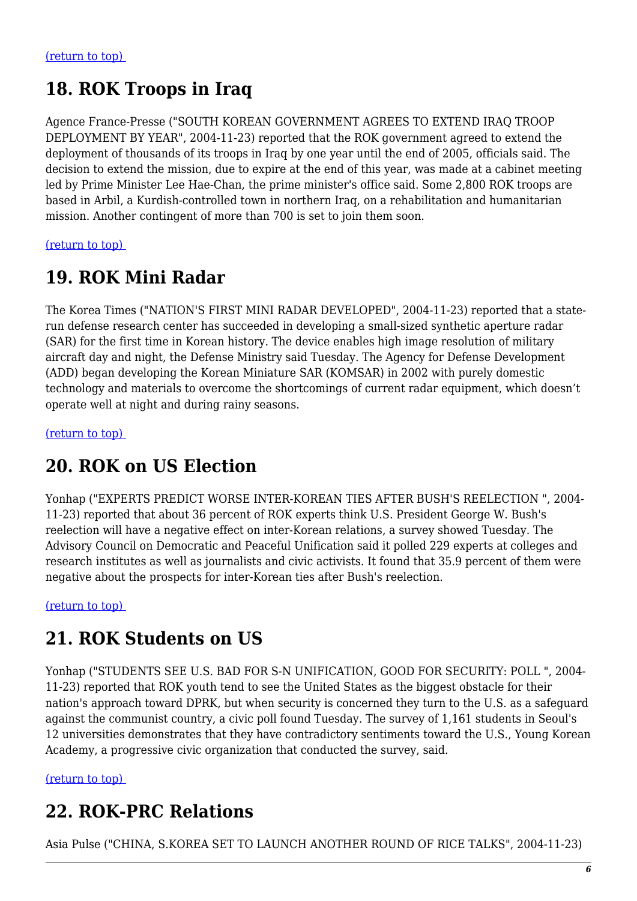(return to top)

# 18. ROK Troops in Iraq

Agence France-Presse ("SOUTH KOREAN GOVERNMENT AGREES TO EXTEND IRAQ TROOP DEPLOYMENT BY YEAR", 2004-11-23) reported that the ROK government agreed to extend the deployment of thousands of its troops in Iraq by one year until the end of 2005, officials said. The decision to extend the mission, due to expire at the end of this year, was made at a cabinet meeting led by Prime Minister Lee Hae-Chan, the prime minister's office said. Some 2,800 ROK troops are based in Arbil, a Kurdish-controlled town in northern Iraq, on a rehabilitation and humanitarian mission. Another contingent of more than 700 is set to join them soon.

(return to top)

# 19. ROK Mini Radar

The Korea Times ("NATION'S FIRST MINI RADAR DEVELOPED", 2004-11-23) reported that a state-run defense research center has succeeded in developing a small-sized synthetic aperture radar (SAR) for the first time in Korean history. The device enables high image resolution of military aircraft day and night, the Defense Ministry said Tuesday. The Agency for Defense Development (ADD) began developing the Korean Miniature SAR (KOMSAR) in 2002 with purely domestic technology and materials to overcome the shortcomings of current radar equipment, which doesn't operate well at night and during rainy seasons.

(return to top)

# 20. ROK on US Election

Yonhap ("EXPERTS PREDICT WORSE INTER-KOREAN TIES AFTER BUSH'S REELECTION ", 2004-11-23) reported that about 36 percent of ROK experts think U.S. President George W. Bush's reelection will have a negative effect on inter-Korean relations, a survey showed Tuesday. The Advisory Council on Democratic and Peaceful Unification said it polled 229 experts at colleges and research institutes as well as journalists and civic activists. It found that 35.9 percent of them were negative about the prospects for inter-Korean ties after Bush's reelection.

(return to top)

# 21. ROK Students on US

Yonhap ("STUDENTS SEE U.S. BAD FOR S-N UNIFICATION, GOOD FOR SECURITY: POLL ", 2004-11-23) reported that ROK youth tend to see the United States as the biggest obstacle for their nation's approach toward DPRK, but when security is concerned they turn to the U.S. as a safeguard against the communist country, a civic poll found Tuesday. The survey of 1,161 students in Seoul's 12 universities demonstrates that they have contradictory sentiments toward the U.S., Young Korean Academy, a progressive civic organization that conducted the survey, said.

(return to top)

# 22. ROK-PRC Relations

Asia Pulse ("CHINA, S.KOREA SET TO LAUNCH ANOTHER ROUND OF RICE TALKS", 2004-11-23)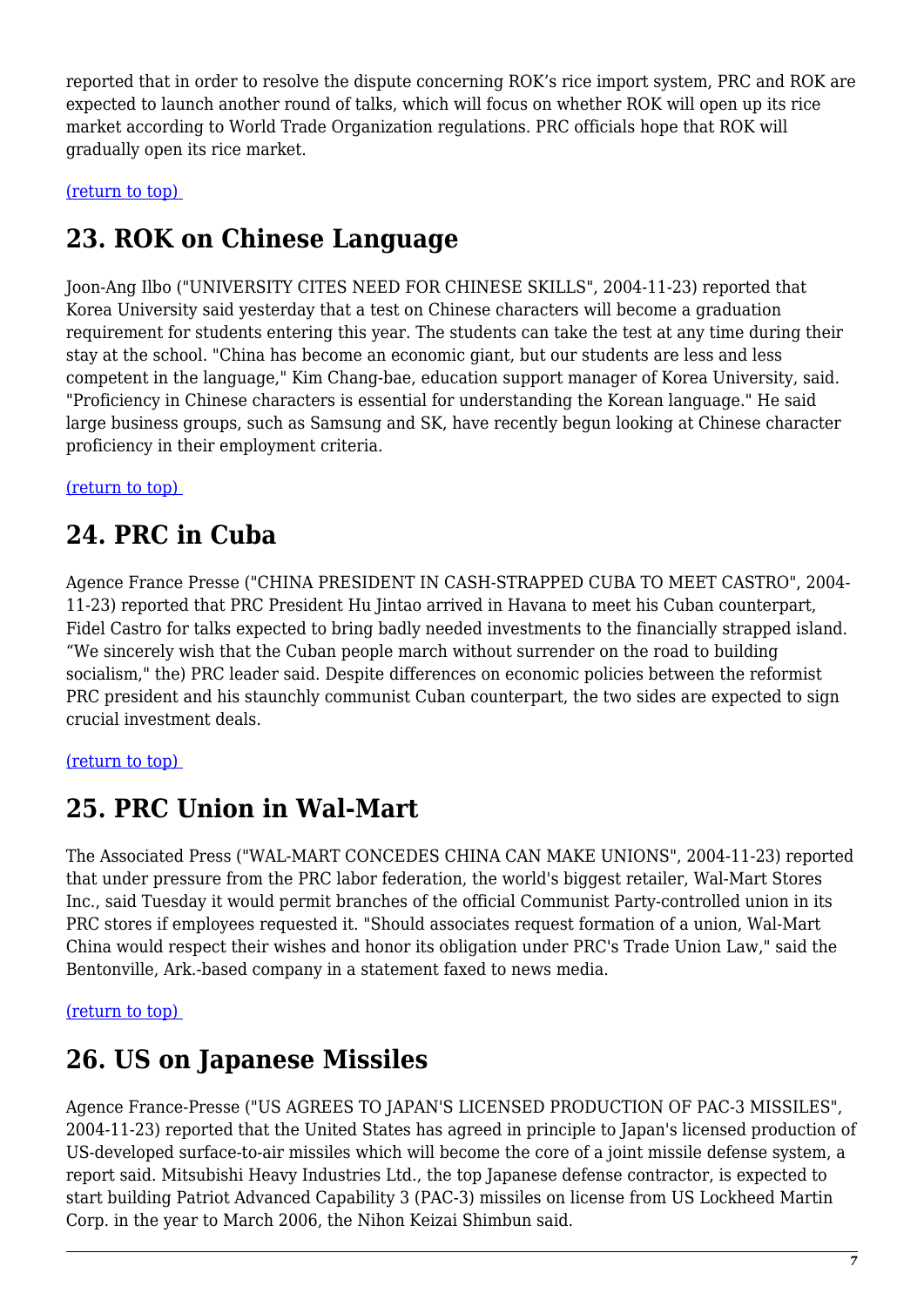reported that in order to resolve the dispute concerning ROK's rice import system, PRC and ROK are expected to launch another round of talks, which will focus on whether ROK will open up its rice market according to World Trade Organization regulations. PRC officials hope that ROK will gradually open its rice market.

(return to top)

## 23. ROK on Chinese Language

Joon-Ang Ilbo ("UNIVERSITY CITES NEED FOR CHINESE SKILLS", 2004-11-23) reported that Korea University said yesterday that a test on Chinese characters will become a graduation requirement for students entering this year. The students can take the test at any time during their stay at the school. "China has become an economic giant, but our students are less and less competent in the language," Kim Chang-bae, education support manager of Korea University, said. "Proficiency in Chinese characters is essential for understanding the Korean language." He said large business groups, such as Samsung and SK, have recently begun looking at Chinese character proficiency in their employment criteria.

(return to top)

## 24. PRC in Cuba

Agence France Presse ("CHINA PRESIDENT IN CASH-STRAPPED CUBA TO MEET CASTRO", 2004-11-23) reported that PRC President Hu Jintao arrived in Havana to meet his Cuban counterpart, Fidel Castro for talks expected to bring badly needed investments to the financially strapped island. "We sincerely wish that the Cuban people march without surrender on the road to building socialism," the) PRC leader said. Despite differences on economic policies between the reformist PRC president and his staunchly communist Cuban counterpart, the two sides are expected to sign crucial investment deals.

(return to top)

## 25. PRC Union in Wal-Mart

The Associated Press ("WAL-MART CONCEDES CHINA CAN MAKE UNIONS", 2004-11-23) reported that under pressure from the PRC labor federation, the world's biggest retailer, Wal-Mart Stores Inc., said Tuesday it would permit branches of the official Communist Party-controlled union in its PRC stores if employees requested it. "Should associates request formation of a union, Wal-Mart China would respect their wishes and honor its obligation under PRC's Trade Union Law," said the Bentonville, Ark.-based company in a statement faxed to news media.

(return to top)

## 26. US on Japanese Missiles

Agence France-Presse ("US AGREES TO JAPAN'S LICENSED PRODUCTION OF PAC-3 MISSILES", 2004-11-23) reported that the United States has agreed in principle to Japan's licensed production of US-developed surface-to-air missiles which will become the core of a joint missile defense system, a report said. Mitsubishi Heavy Industries Ltd., the top Japanese defense contractor, is expected to start building Patriot Advanced Capability 3 (PAC-3) missiles on license from US Lockheed Martin Corp. in the year to March 2006, the Nihon Keizai Shimbun said.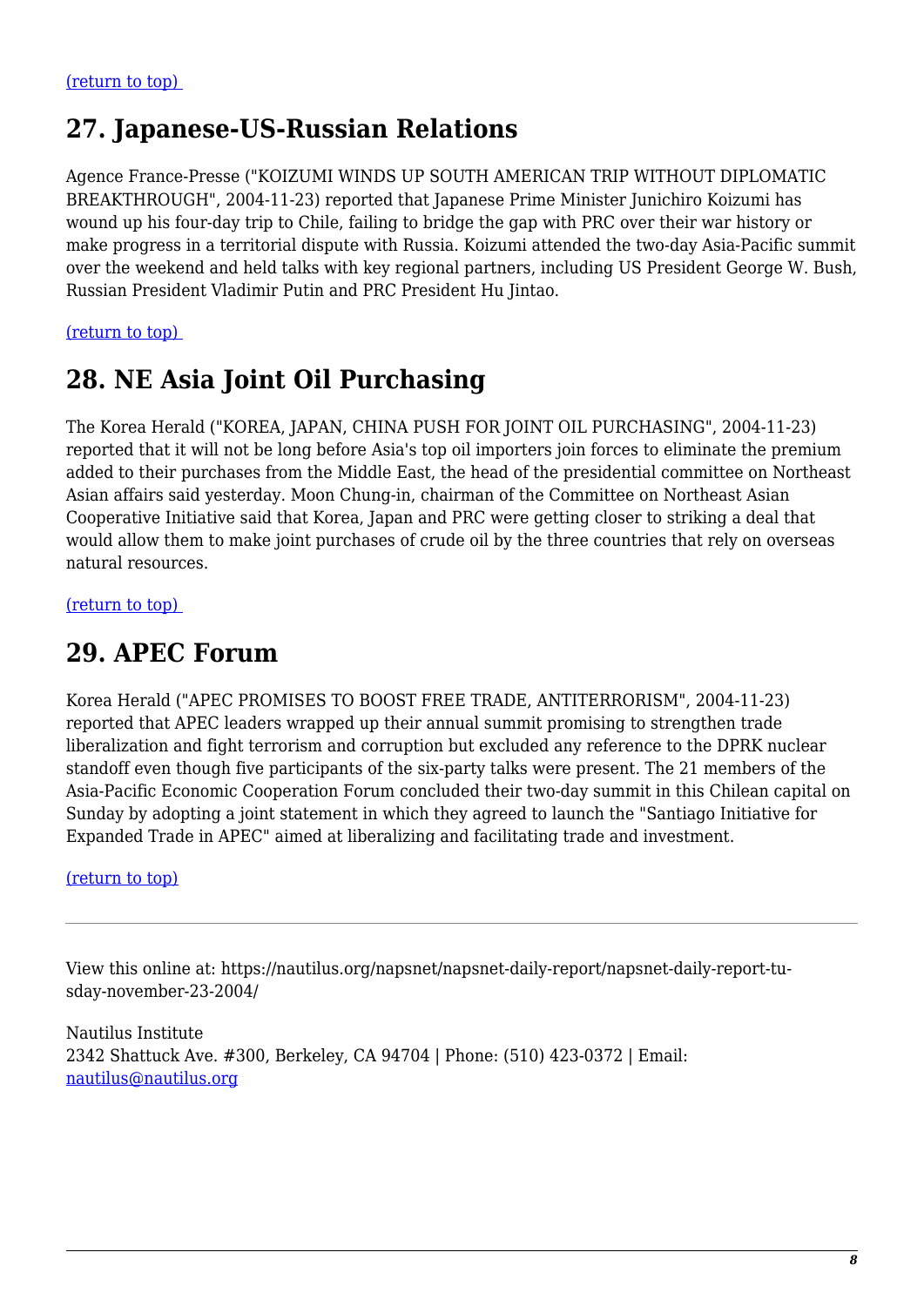[(return to top)](#)

## 27. Japanese-US-Russian Relations

Agence France-Presse ("KOIZUMI WINDS UP SOUTH AMERICAN TRIP WITHOUT DIPLOMATIC BREAKTHROUGH", 2004-11-23) reported that Japanese Prime Minister Junichiro Koizumi has wound up his four-day trip to Chile, failing to bridge the gap with PRC over their war history or make progress in a territorial dispute with Russia. Koizumi attended the two-day Asia-Pacific summit over the weekend and held talks with key regional partners, including US President George W. Bush, Russian President Vladimir Putin and PRC President Hu Jintao.

[(return to top)](#)

## 28. NE Asia Joint Oil Purchasing

The Korea Herald ("KOREA, JAPAN, CHINA PUSH FOR JOINT OIL PURCHASING", 2004-11-23) reported that it will not be long before Asia's top oil importers join forces to eliminate the premium added to their purchases from the Middle East, the head of the presidential committee on Northeast Asian affairs said yesterday. Moon Chung-in, chairman of the Committee on Northeast Asian Cooperative Initiative said that Korea, Japan and PRC were getting closer to striking a deal that would allow them to make joint purchases of crude oil by the three countries that rely on overseas natural resources.

[(return to top)](#)

## 29. APEC Forum

Korea Herald ("APEC PROMISES TO BOOST FREE TRADE, ANTITERRORISM", 2004-11-23) reported that APEC leaders wrapped up their annual summit promising to strengthen trade liberalization and fight terrorism and corruption but excluded any reference to the DPRK nuclear standoff even though five participants of the six-party talks were present. The 21 members of the Asia-Pacific Economic Cooperation Forum concluded their two-day summit in this Chilean capital on Sunday by adopting a joint statement in which they agreed to launch the "Santiago Initiative for Expanded Trade in APEC" aimed at liberalizing and facilitating trade and investment.

[(return to top)](#)

---

View this online at: https://nautilus.org/napsnet/napsnet-daily-report/napsnet-daily-report-tusday-november-23-2004/

Nautilus Institute
2342 Shattuck Ave. #300, Berkeley, CA 94704 | Phone: (510) 423-0372 | Email: [nautilus@nautilus.org](mailto:nautilus@nautilus.org)